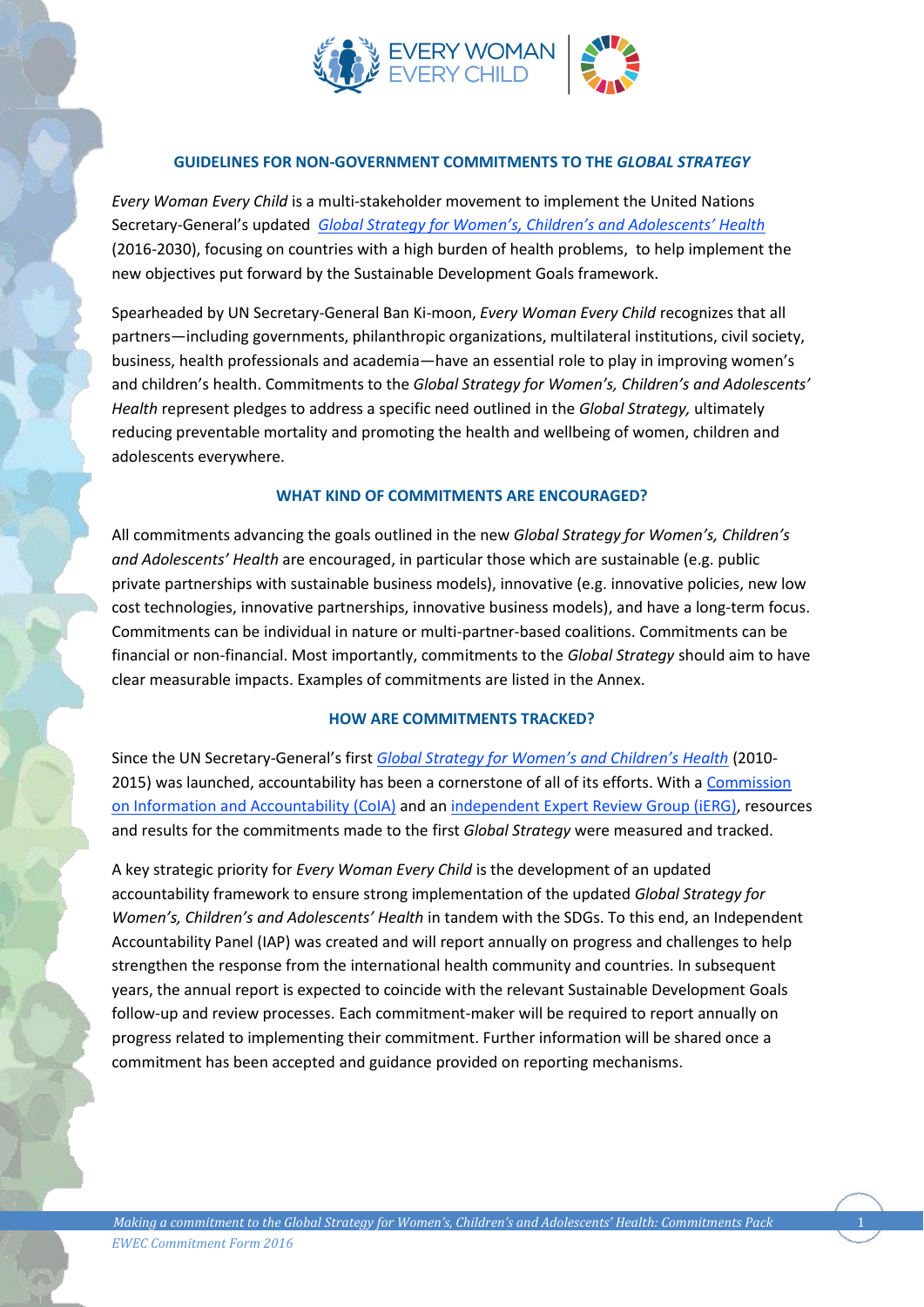## GUIDELINES FOR NON-GOVERNMENT COMMITMENTS TO THE *GLOBAL STRATEGY*

*Every Woman Every Child* is a multi-stakeholder movement to implement the United Nations Secretary-General's updated *Global Strategy for Women's, Children's and Adolescents' Health* (2016-2030), focusing on countries with a high burden of health problems, to help implement the new objectives put forward by the Sustainable Development Goals framework.

Spearheaded by UN Secretary-General Ban Ki-moon, *Every Woman Every Child* recognizes that all partners—including governments, philanthropic organizations, multilateral institutions, civil society, business, health professionals and academia—have an essential role to play in improving women's and children's health. Commitments to the *Global Strategy for Women's, Children's and Adolescents' Health* represent pledges to address a specific need outlined in the *Global Strategy,* ultimately reducing preventable mortality and promoting the health and wellbeing of women, children and adolescents everywhere.

### WHAT KIND OF COMMITMENTS ARE ENCOURAGED?

All commitments advancing the goals outlined in the new *Global Strategy for Women's, Children's and Adolescents' Health* are encouraged, in particular those which are sustainable (e.g. public private partnerships with sustainable business models), innovative (e.g. innovative policies, new low cost technologies, innovative partnerships, innovative business models), and have a long-term focus. Commitments can be individual in nature or multi-partner-based coalitions. Commitments can be financial or non-financial. Most importantly, commitments to the *Global Strategy* should aim to have clear measurable impacts. Examples of commitments are listed in the Annex.

### HOW ARE COMMITMENTS TRACKED?

Since the UN Secretary-General's first *Global Strategy for Women's and Children's Health* (2010-2015) was launched, accountability has been a cornerstone of all of its efforts. With a Commission on Information and Accountability (CoIA) and an independent Expert Review Group (iERG), resources and results for the commitments made to the first *Global Strategy* were measured and tracked.

A key strategic priority for *Every Woman Every Child* is the development of an updated accountability framework to ensure strong implementation of the updated *Global Strategy for Women's, Children's and Adolescents' Health* in tandem with the SDGs. To this end, an Independent Accountability Panel (IAP) was created and will report annually on progress and challenges to help strengthen the response from the international health community and countries. In subsequent years, the annual report is expected to coincide with the relevant Sustainable Development Goals follow-up and review processes. Each commitment-maker will be required to report annually on progress related to implementing their commitment. Further information will be shared once a commitment has been accepted and guidance provided on reporting mechanisms.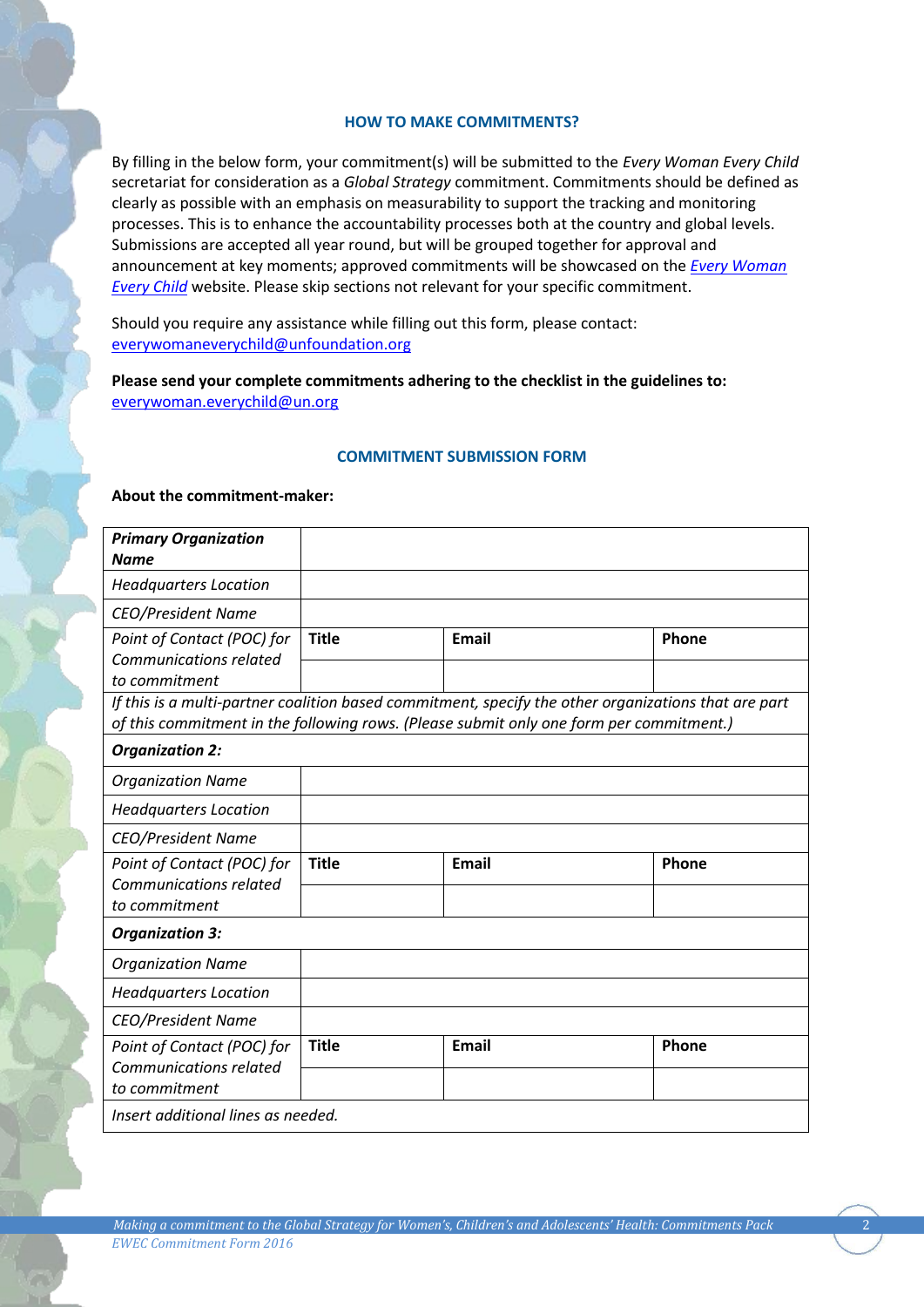### HOW TO MAKE COMMITMENTS?

By filling in the below form, your commitment(s) will be submitted to the *Every Woman Every Child* secretariat for consideration as a *Global Strategy* commitment. Commitments should be defined as clearly as possible with an emphasis on measurability to support the tracking and monitoring processes. This is to enhance the accountability processes both at the country and global levels. Submissions are accepted all year round, but will be grouped together for approval and announcement at key moments; approved commitments will be showcased on the *Every Woman Every Child* website. Please skip sections not relevant for your specific commitment.

Should you require any assistance while filling out this form, please contact: everywomaneverychild@unfoundation.org

**Please send your complete commitments adhering to the checklist in the guidelines to:** everywoman.everychild@un.org

### COMMITMENT SUBMISSION FORM

**About the commitment-maker:**

| ***Primary Organization Name*** | | | |
|---|---|---|---|
| *Headquarters Location* | | | |
| *CEO/President Name* | | | |
| *Point of Contact (POC) for Communications related to commitment* | **Title** | **Email** | **Phone** |
| | | | |
| *If this is a multi-partner coalition based commitment, specify the other organizations that are part of this commitment in the following rows. (Please submit only one form per commitment.)* | | | |
| ***Organization 2:*** | | | |
| *Organization Name* | | | |
| *Headquarters Location* | | | |
| *CEO/President Name* | | | |
| *Point of Contact (POC) for Communications related to commitment* | **Title** | **Email** | **Phone** |
| | | | |
| ***Organization 3:*** | | | |
| *Organization Name* | | | |
| *Headquarters Location* | | | |
| *CEO/President Name* | | | |
| *Point of Contact (POC) for Communications related to commitment* | **Title** | **Email** | **Phone** |
| | | | |
| *Insert additional lines as needed.* | | | |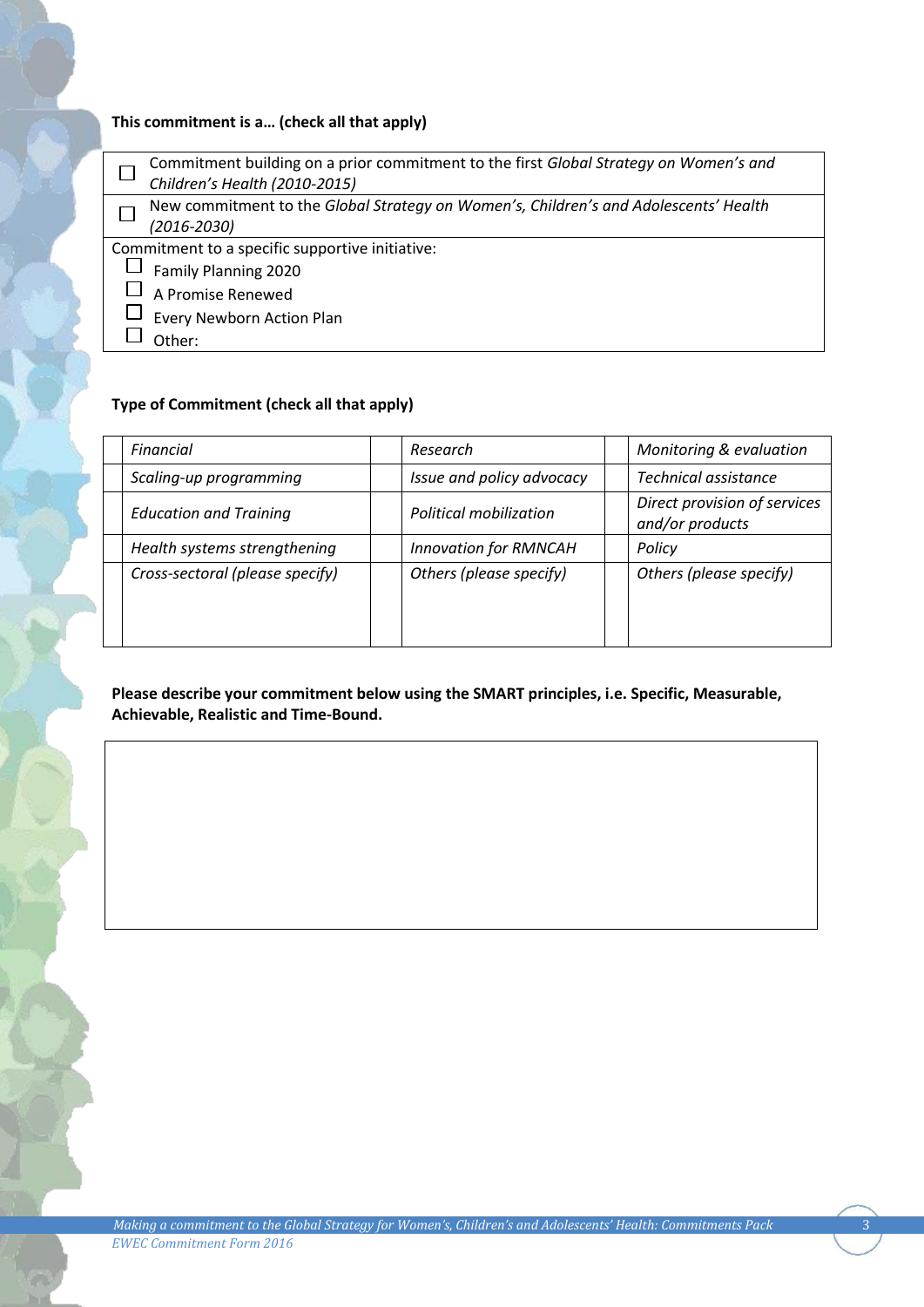**This commitment is a… (check all that apply)**

| | |
|---|---|
| ☐ | Commitment building on a prior commitment to the first *Global Strategy on Women's and Children's Health (2010-2015)* |
| ☐ | New commitment to the *Global Strategy on Women's, Children's and Adolescents' Health (2016-2030)* |

Commitment to a specific supportive initiative:

- ☐ Family Planning 2020
- ☐ A Promise Renewed
- ☐ Every Newborn Action Plan
- ☐ Other:

**Type of Commitment (check all that apply)**

| | | | | | |
|---|---|---|---|---|---|
| | *Financial* | | *Research* | | *Monitoring & evaluation* |
| | *Scaling-up programming* | | *Issue and policy advocacy* | | *Technical assistance* |
| | *Education and Training* | | *Political mobilization* | | *Direct provision of services and/or products* |
| | *Health systems strengthening* | | *Innovation for RMNCAH* | | *Policy* |
| | *Cross-sectoral (please specify)* | | *Others (please specify)* | | *Others (please specify)* |

**Please describe your commitment below using the SMART principles, i.e. Specific, Measurable, Achievable, Realistic and Time-Bound.**

| |
|---|
| |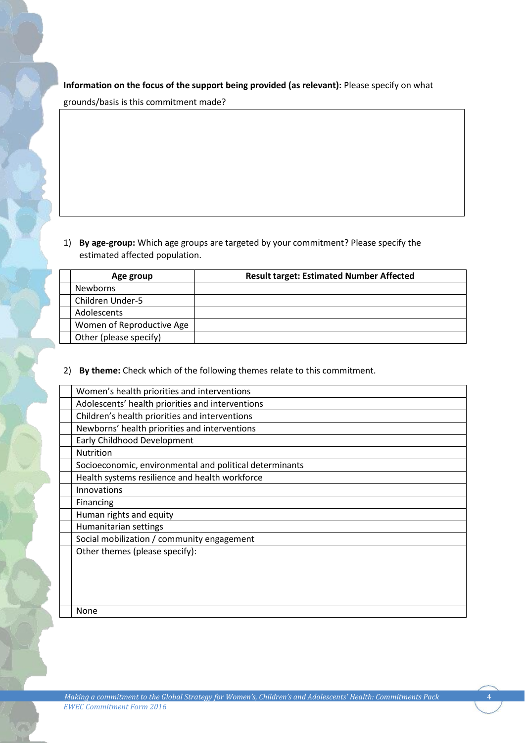**Information on the focus of the support being provided (as relevant):** Please specify on what grounds/basis is this commitment made?

| |
|---|
| |

1) **By age-group:** Which age groups are targeted by your commitment? Please specify the estimated affected population.

| | Age group | Result target: Estimated Number Affected |
|---|---|---|
| | Newborns | |
| | Children Under-5 | |
| | Adolescents | |
| | Women of Reproductive Age | |
| | Other (please specify) | |

2) **By theme:** Check which of the following themes relate to this commitment.

| | |
|---|---|
| | Women's health priorities and interventions |
| | Adolescents' health priorities and interventions |
| | Children's health priorities and interventions |
| | Newborns' health priorities and interventions |
| | Early Childhood Development |
| | Nutrition |
| | Socioeconomic, environmental and political determinants |
| | Health systems resilience and health workforce |
| | Innovations |
| | Financing |
| | Human rights and equity |
| | Humanitarian settings |
| | Social mobilization / community engagement |
| | Other themes (please specify): |
| | None |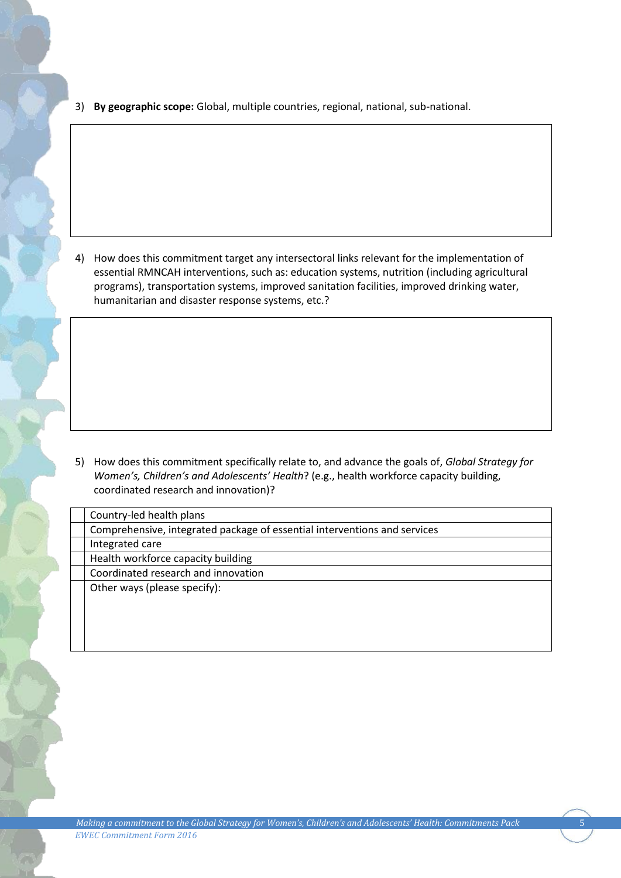3) **By geographic scope:** Global, multiple countries, regional, national, sub-national.

| |
|---|
| |

4) How does this commitment target any intersectoral links relevant for the implementation of essential RMNCAH interventions, such as: education systems, nutrition (including agricultural programs), transportation systems, improved sanitation facilities, improved drinking water, humanitarian and disaster response systems, etc.?

| |
|---|
| |

5) How does this commitment specifically relate to, and advance the goals of, *Global Strategy for Women's, Children's and Adolescents' Health*? (e.g., health workforce capacity building, coordinated research and innovation)?

| | |
|---|---|
| | Country-led health plans |
| | Comprehensive, integrated package of essential interventions and services |
| | Integrated care |
| | Health workforce capacity building |
| | Coordinated research and innovation |
| | Other ways (please specify): |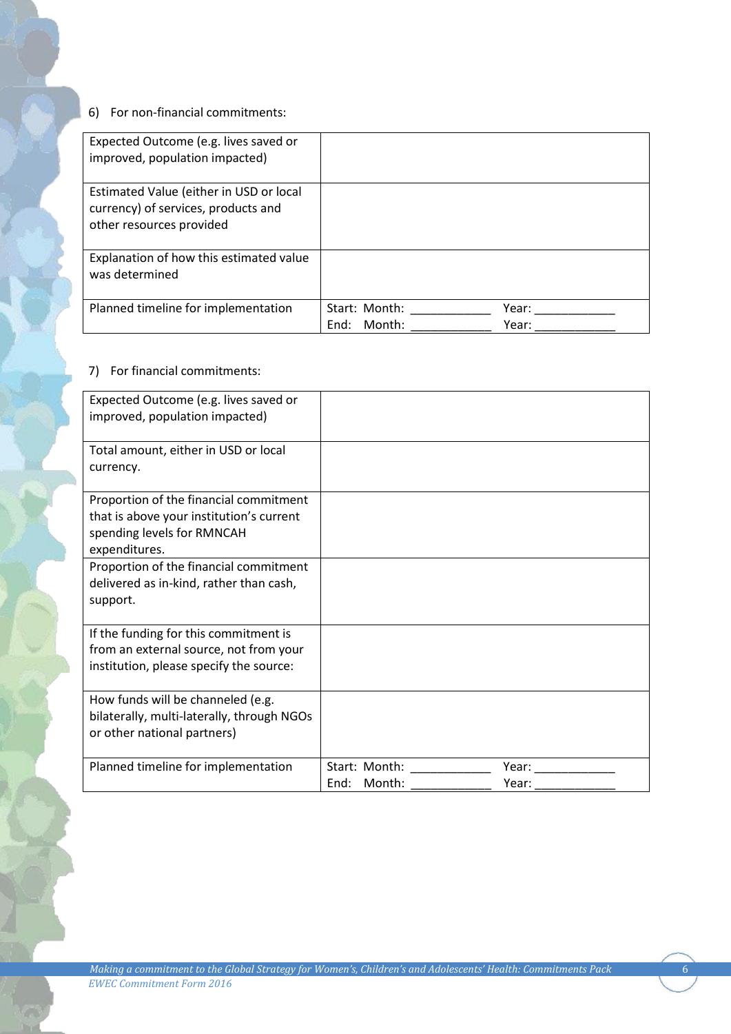6) For non-financial commitments:

| Expected Outcome (e.g. lives saved or improved, population impacted) | |
|---|---|
| Estimated Value (either in USD or local currency) of services, products and other resources provided | |
| Explanation of how this estimated value was determined | |
| Planned timeline for implementation | Start: Month: ___________ Year: ___________<br>End: Month: ___________ Year: ___________ |

7) For financial commitments:

| Expected Outcome (e.g. lives saved or improved, population impacted) | |
|---|---|
| Total amount, either in USD or local currency. | |
| Proportion of the financial commitment that is above your institution's current spending levels for RMNCAH expenditures. | |
| Proportion of the financial commitment delivered as in-kind, rather than cash, support. | |
| If the funding for this commitment is from an external source, not from your institution, please specify the source: | |
| How funds will be channeled (e.g. bilaterally, multi-laterally, through NGOs or other national partners) | |
| Planned timeline for implementation | Start: Month: ___________ Year: ___________<br>End: Month: ___________ Year: ___________ |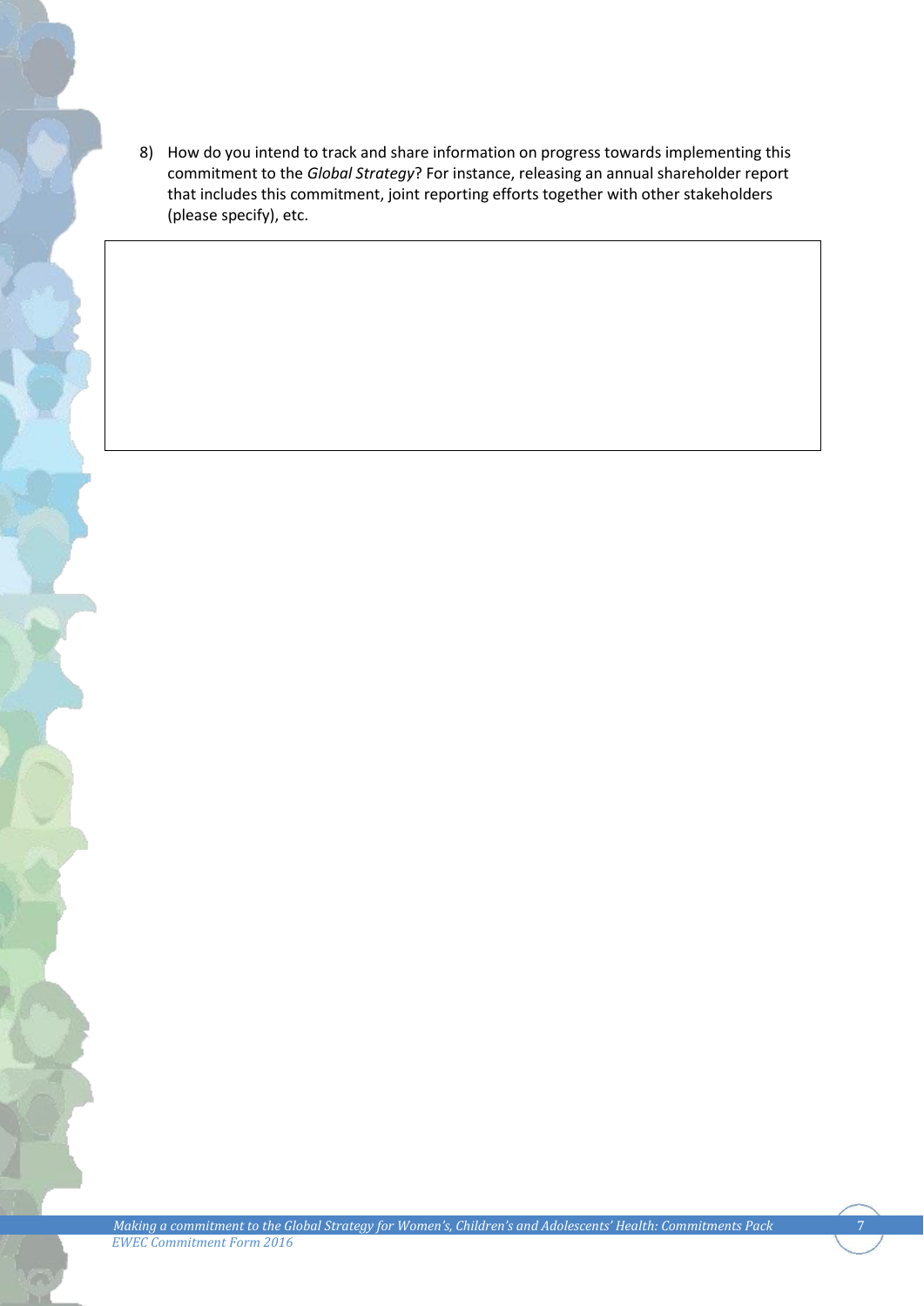8) How do you intend to track and share information on progress towards implementing this commitment to the *Global Strategy*? For instance, releasing an annual shareholder report that includes this commitment, joint reporting efforts together with other stakeholders (please specify), etc.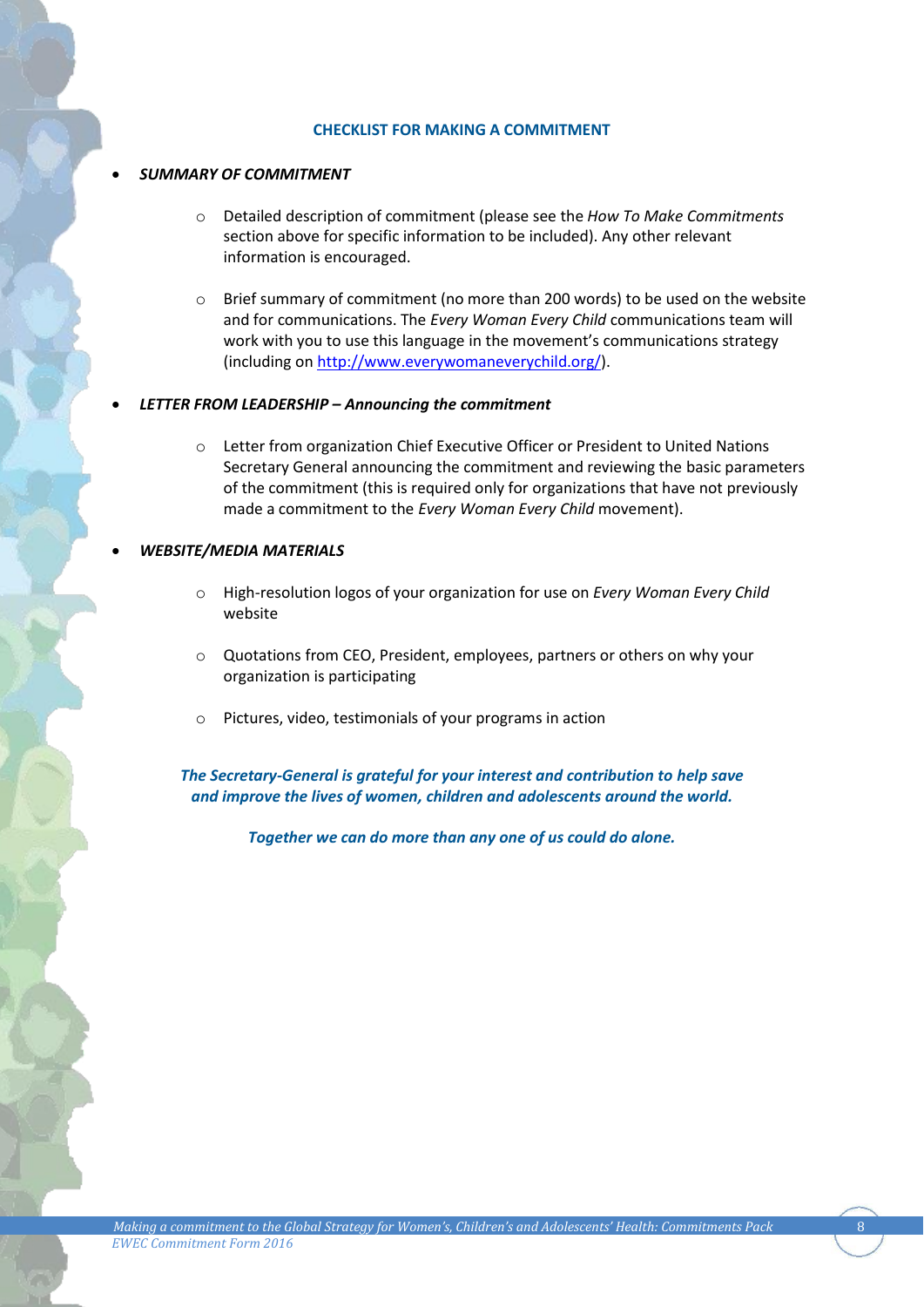## CHECKLIST FOR MAKING A COMMITMENT

- ***SUMMARY OF COMMITMENT***
  - Detailed description of commitment (please see the *How To Make Commitments* section above for specific information to be included). Any other relevant information is encouraged.
  - Brief summary of commitment (no more than 200 words) to be used on the website and for communications. The *Every Woman Every Child* communications team will work with you to use this language in the movement's communications strategy (including on http://www.everywomaneverychild.org/).

- ***LETTER FROM LEADERSHIP – Announcing the commitment***
  - Letter from organization Chief Executive Officer or President to United Nations Secretary General announcing the commitment and reviewing the basic parameters of the commitment (this is required only for organizations that have not previously made a commitment to the *Every Woman Every Child* movement).

- ***WEBSITE/MEDIA MATERIALS***
  - High-resolution logos of your organization for use on *Every Woman Every Child* website
  - Quotations from CEO, President, employees, partners or others on why your organization is participating
  - Pictures, video, testimonials of your programs in action

***The Secretary-General is grateful for your interest and contribution to help save and improve the lives of women, children and adolescents around the world.***

***Together we can do more than any one of us could do alone.***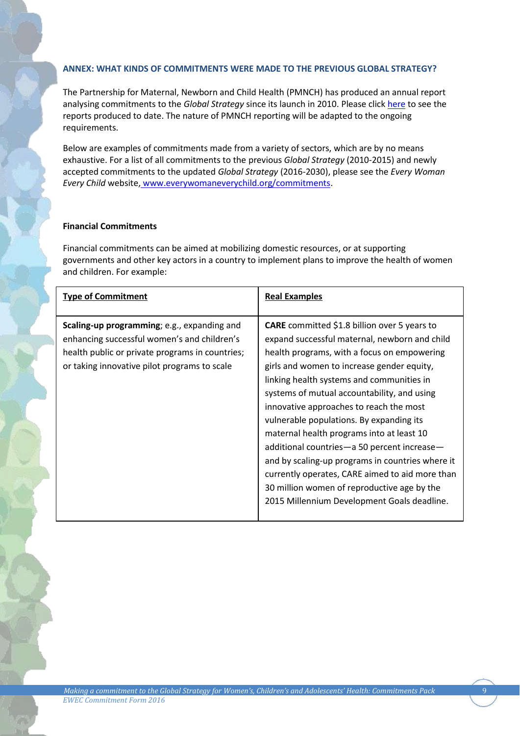## ANNEX: WHAT KINDS OF COMMITMENTS WERE MADE TO THE PREVIOUS GLOBAL STRATEGY?

The Partnership for Maternal, Newborn and Child Health (PMNCH) has produced an annual report analysing commitments to the *Global Strategy* since its launch in 2010. Please click here to see the reports produced to date. The nature of PMNCH reporting will be adapted to the ongoing requirements.

Below are examples of commitments made from a variety of sectors, which are by no means exhaustive. For a list of all commitments to the previous *Global Strategy* (2010-2015) and newly accepted commitments to the updated *Global Strategy* (2016-2030), please see the *Every Woman Every Child* website, www.everywomaneverychild.org/commitments.

### Financial Commitments

Financial commitments can be aimed at mobilizing domestic resources, or at supporting governments and other key actors in a country to implement plans to improve the health of women and children. For example:

| Type of Commitment | Real Examples |
|---|---|
| **Scaling-up programming**; e.g., expanding and enhancing successful women's and children's health public or private programs in countries; or taking innovative pilot programs to scale | **CARE** committed $1.8 billion over 5 years to expand successful maternal, newborn and child health programs, with a focus on empowering girls and women to increase gender equity, linking health systems and communities in systems of mutual accountability, and using innovative approaches to reach the most vulnerable populations. By expanding its maternal health programs into at least 10 additional countries—a 50 percent increase—and by scaling-up programs in countries where it currently operates, CARE aimed to aid more than 30 million women of reproductive age by the 2015 Millennium Development Goals deadline. |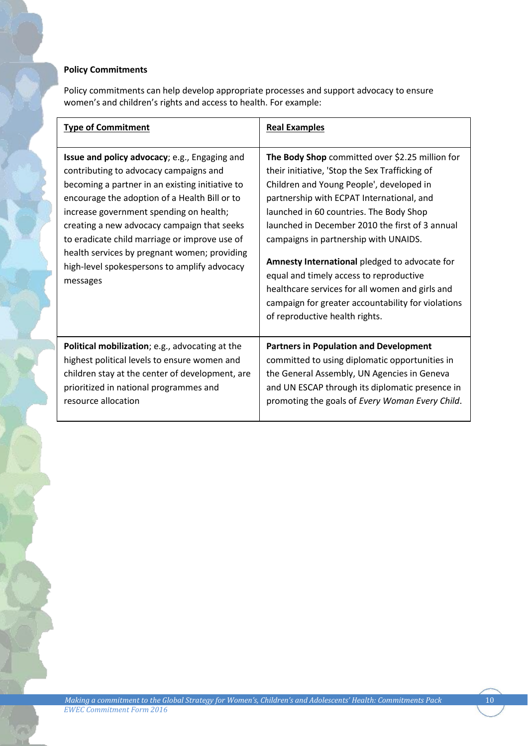**Policy Commitments**

Policy commitments can help develop appropriate processes and support advocacy to ensure women's and children's rights and access to health. For example:

| Type of Commitment | Real Examples |
| --- | --- |
| **Issue and policy advocacy**; e.g., Engaging and contributing to advocacy campaigns and becoming a partner in an existing initiative to encourage the adoption of a Health Bill or to increase government spending on health; creating a new advocacy campaign that seeks to eradicate child marriage or improve use of health services by pregnant women; providing high-level spokespersons to amplify advocacy messages | **The Body Shop** committed over $2.25 million for their initiative, 'Stop the Sex Trafficking of Children and Young People', developed in partnership with ECPAT International, and launched in 60 countries. The Body Shop launched in December 2010 the first of 3 annual campaigns in partnership with UNAIDS.<br><br>**Amnesty International** pledged to advocate for equal and timely access to reproductive healthcare services for all women and girls and campaign for greater accountability for violations of reproductive health rights. |
| **Political mobilization**; e.g., advocating at the highest political levels to ensure women and children stay at the center of development, are prioritized in national programmes and resource allocation | **Partners in Population and Development** committed to using diplomatic opportunities in the General Assembly, UN Agencies in Geneva and UN ESCAP through its diplomatic presence in promoting the goals of *Every Woman Every Child*. |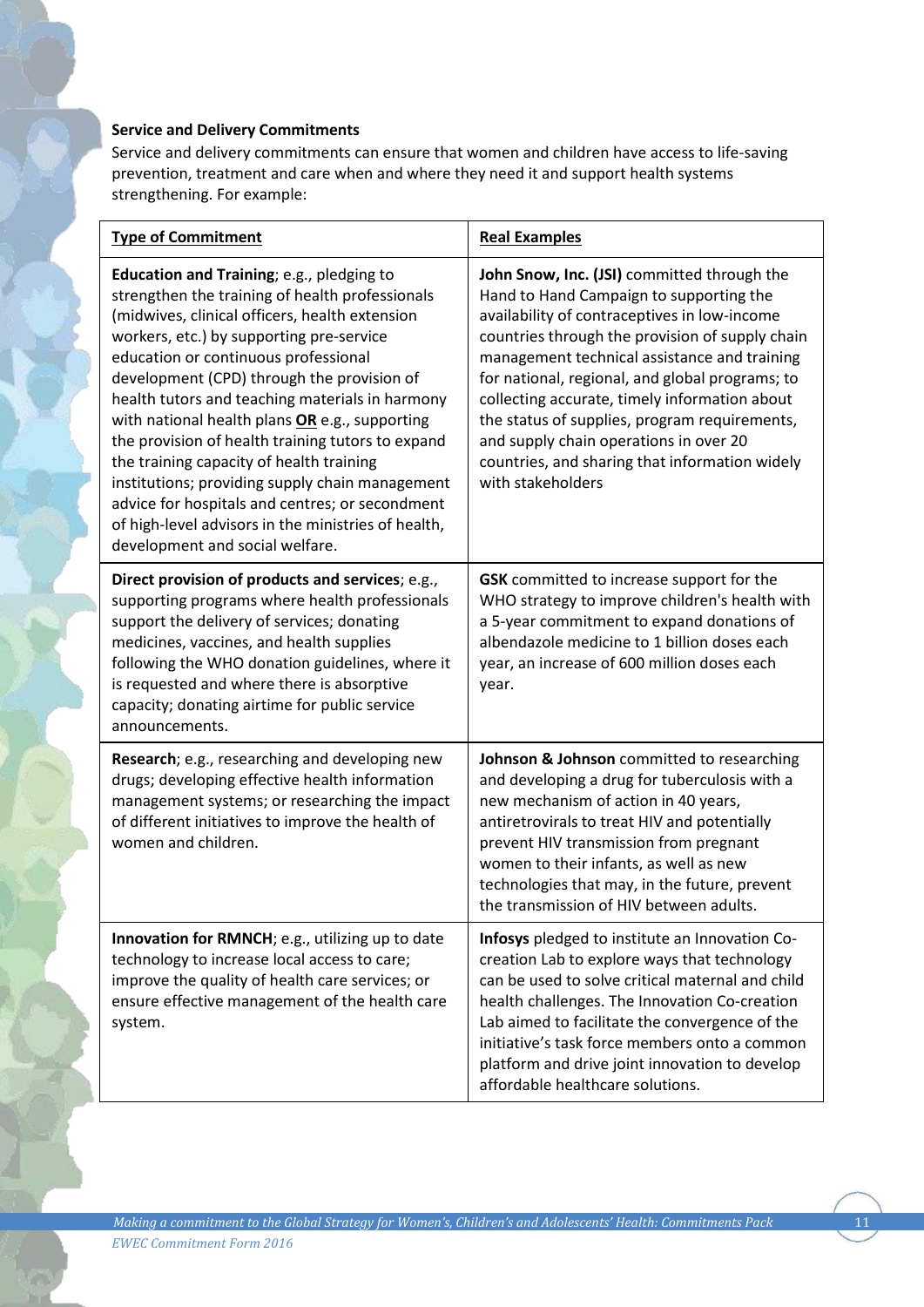**Service and Delivery Commitments**

Service and delivery commitments can ensure that women and children have access to life-saving prevention, treatment and care when and where they need it and support health systems strengthening. For example:

| Type of Commitment | Real Examples |
|---|---|
| **Education and Training**; e.g., pledging to strengthen the training of health professionals (midwives, clinical officers, health extension workers, etc.) by supporting pre-service education or continuous professional development (CPD) through the provision of health tutors and teaching materials in harmony with national health plans **OR** e.g., supporting the provision of health training tutors to expand the training capacity of health training institutions; providing supply chain management advice for hospitals and centres; or secondment of high-level advisors in the ministries of health, development and social welfare. | **John Snow, Inc. (JSI)** committed through the Hand to Hand Campaign to supporting the availability of contraceptives in low-income countries through the provision of supply chain management technical assistance and training for national, regional, and global programs; to collecting accurate, timely information about the status of supplies, program requirements, and supply chain operations in over 20 countries, and sharing that information widely with stakeholders |
| **Direct provision of products and services**; e.g., supporting programs where health professionals support the delivery of services; donating medicines, vaccines, and health supplies following the WHO donation guidelines, where it is requested and where there is absorptive capacity; donating airtime for public service announcements. | **GSK** committed to increase support for the WHO strategy to improve children's health with a 5-year commitment to expand donations of albendazole medicine to 1 billion doses each year, an increase of 600 million doses each year. |
| **Research**; e.g., researching and developing new drugs; developing effective health information management systems; or researching the impact of different initiatives to improve the health of women and children. | **Johnson & Johnson** committed to researching and developing a drug for tuberculosis with a new mechanism of action in 40 years, antiretrovirals to treat HIV and potentially prevent HIV transmission from pregnant women to their infants, as well as new technologies that may, in the future, prevent the transmission of HIV between adults. |
| **Innovation for RMNCH**; e.g., utilizing up to date technology to increase local access to care; improve the quality of health care services; or ensure effective management of the health care system. | **Infosys** pledged to institute an Innovation Co-creation Lab to explore ways that technology can be used to solve critical maternal and child health challenges. The Innovation Co-creation Lab aimed to facilitate the convergence of the initiative's task force members onto a common platform and drive joint innovation to develop affordable healthcare solutions. |